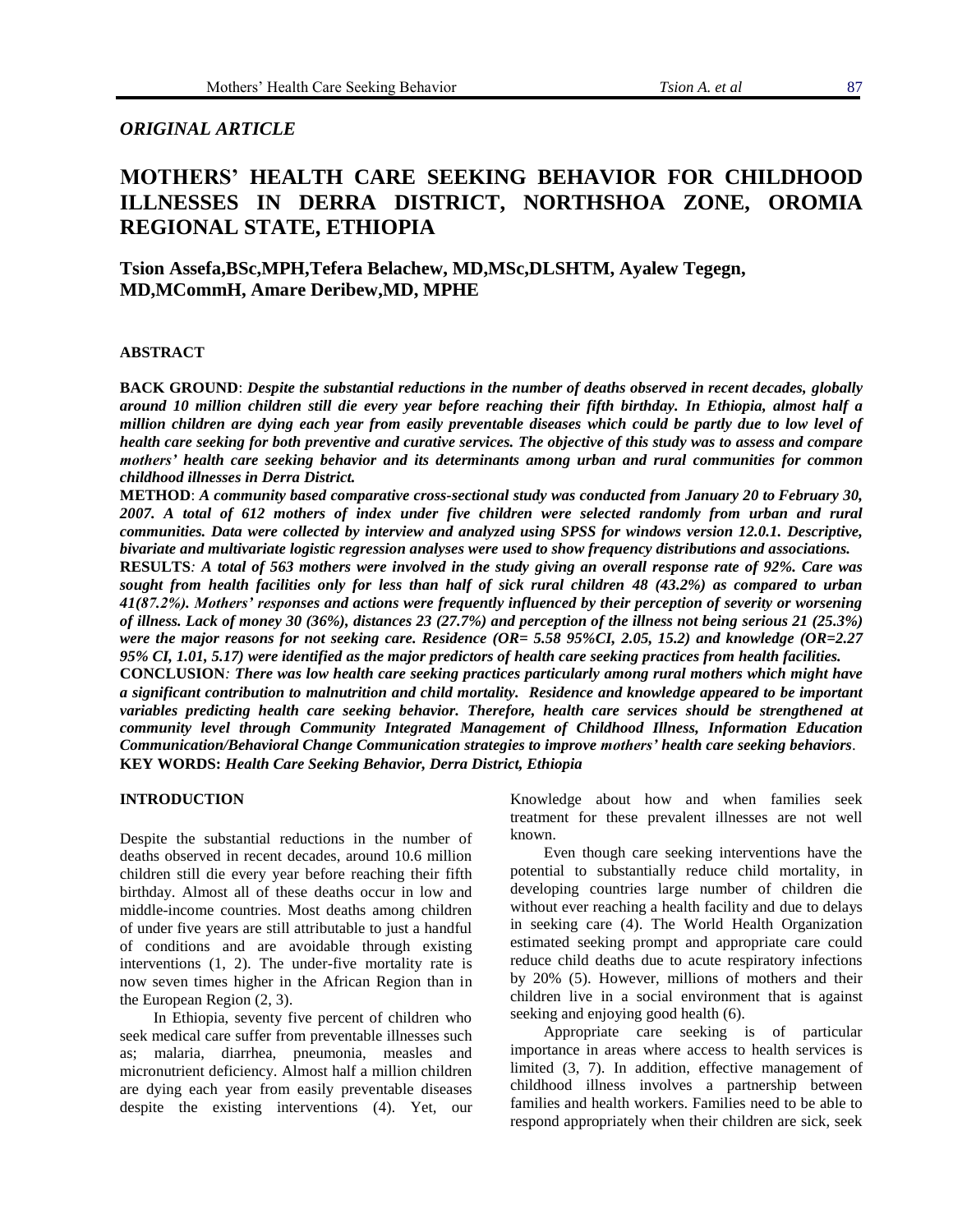*ORIGINAL ARTICLE*

# MOTHERS' HEALTH CARE SEEKING BEHAVIOR FOR CHILDHOOD ILLNESSES IN DERRA DISTRICT, NORTHSHOA ZONE, OROMIA REGIONAL STATE, ETHIOPIA

**Tsion Assefa,BSc,MPH,Tefera Belachew, MD,MSc,DLSHTM, Ayalew Tegegn, MD,MCommH, Amare Deribew,MD, MPHE**

## ABSTRACT

**BACK GROUND**: ***Despite the substantial reductions in the number of deaths observed in recent decades, globally around 10 million children still die every year before reaching their fifth birthday. In Ethiopia, almost half a million children are dying each year from easily preventable diseases which could be partly due to low level of health care seeking for both preventive and curative services. The objective of this study was to assess and compare mothers' health care seeking behavior and its determinants among urban and rural communities for common childhood illnesses in Derra District.***

**METHOD**: ***A community based comparative cross-sectional study was conducted from January 20 to February 30, 2007. A total of 612 mothers of index under five children were selected randomly from urban and rural communities. Data were collected by interview and analyzed using SPSS for windows version 12.0.1. Descriptive, bivariate and multivariate logistic regression analyses were used to show frequency distributions and associations.***

**RESULTS**: ***A total of 563 mothers were involved in the study giving an overall response rate of 92%. Care was sought from health facilities only for less than half of sick rural children 48 (43.2%) as compared to urban 41(87.2%). Mothers' responses and actions were frequently influenced by their perception of severity or worsening of illness. Lack of money 30 (36%), distances 23 (27.7%) and perception of the illness not being serious 21 (25.3%) were the major reasons for not seeking care. Residence (OR= 5.58 95%CI, 2.05, 15.2) and knowledge (OR=2.27 95% CI, 1.01, 5.17) were identified as the major predictors of health care seeking practices from health facilities.***

**CONCLUSION**: ***There was low health care seeking practices particularly among rural mothers which might have a significant contribution to malnutrition and child mortality. Residence and knowledge appeared to be important variables predicting health care seeking behavior. Therefore, health care services should be strengthened at community level through Community Integrated Management of Childhood Illness, Information Education Communication/Behavioral Change Communication strategies to improve mothers' health care seeking behaviors***.

**KEY WORDS:** ***Health Care Seeking Behavior, Derra District, Ethiopia***

## INTRODUCTION

Despite the substantial reductions in the number of deaths observed in recent decades, around 10.6 million children still die every year before reaching their fifth birthday. Almost all of these deaths occur in low and middle-income countries. Most deaths among children of under five years are still attributable to just a handful of conditions and are avoidable through existing interventions (1, 2). The under-five mortality rate is now seven times higher in the African Region than in the European Region (2, 3).

In Ethiopia, seventy five percent of children who seek medical care suffer from preventable illnesses such as; malaria, diarrhea, pneumonia, measles and micronutrient deficiency. Almost half a million children are dying each year from easily preventable diseases despite the existing interventions (4). Yet, our Knowledge about how and when families seek treatment for these prevalent illnesses are not well known.

Even though care seeking interventions have the potential to substantially reduce child mortality, in developing countries large number of children die without ever reaching a health facility and due to delays in seeking care (4). The World Health Organization estimated seeking prompt and appropriate care could reduce child deaths due to acute respiratory infections by 20% (5). However, millions of mothers and their children live in a social environment that is against seeking and enjoying good health (6).

Appropriate care seeking is of particular importance in areas where access to health services is limited (3, 7). In addition, effective management of childhood illness involves a partnership between families and health workers. Families need to be able to respond appropriately when their children are sick, seek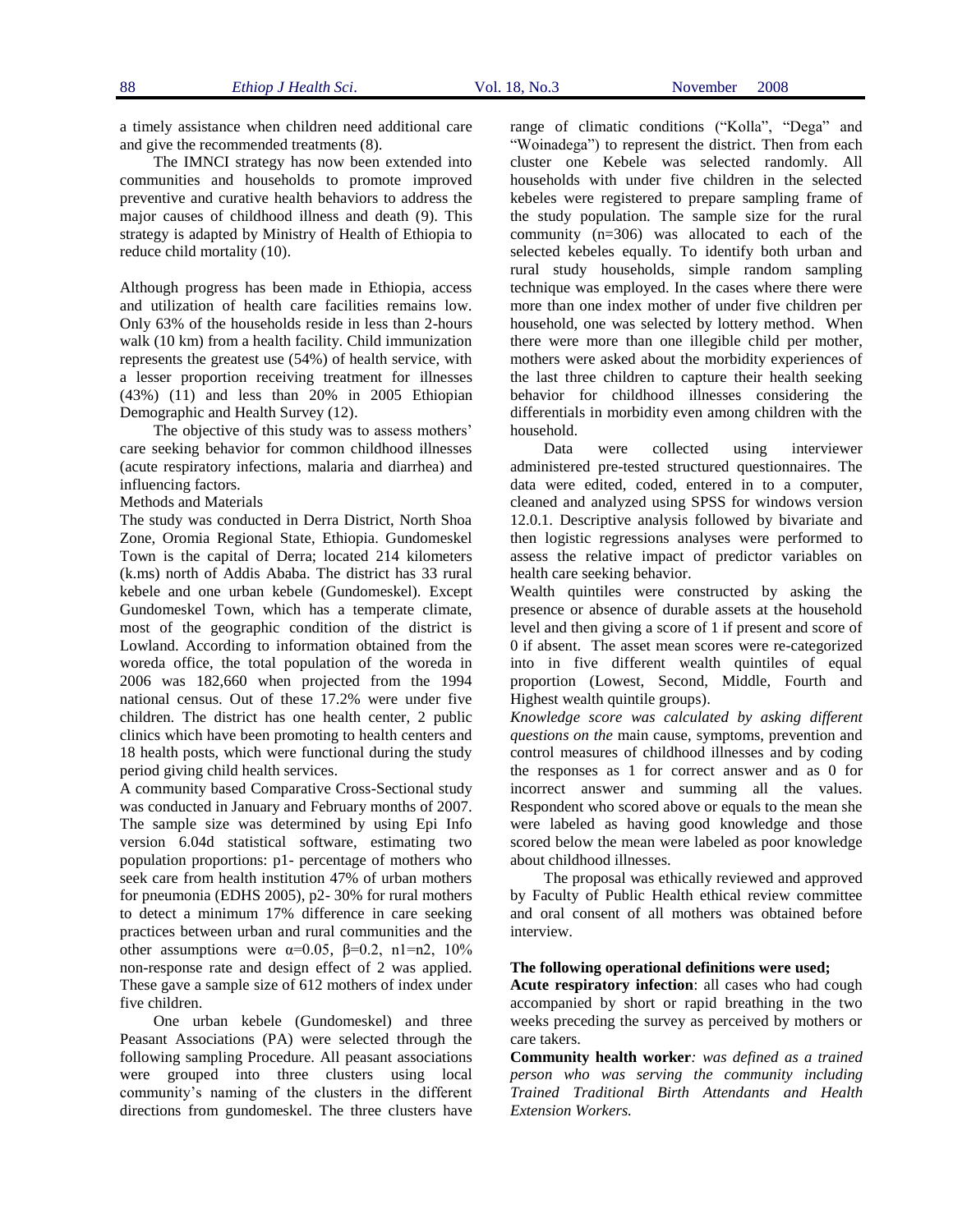a timely assistance when children need additional care and give the recommended treatments (8).

The IMNCI strategy has now been extended into communities and households to promote improved preventive and curative health behaviors to address the major causes of childhood illness and death (9). This strategy is adapted by Ministry of Health of Ethiopia to reduce child mortality (10).

Although progress has been made in Ethiopia, access and utilization of health care facilities remains low. Only 63% of the households reside in less than 2-hours walk (10 km) from a health facility. Child immunization represents the greatest use (54%) of health service, with a lesser proportion receiving treatment for illnesses (43%) (11) and less than 20% in 2005 Ethiopian Demographic and Health Survey (12).

The objective of this study was to assess mothers' care seeking behavior for common childhood illnesses (acute respiratory infections, malaria and diarrhea) and influencing factors.

Methods and Materials

The study was conducted in Derra District, North Shoa Zone, Oromia Regional State, Ethiopia. Gundomeskel Town is the capital of Derra; located 214 kilometers (k.ms) north of Addis Ababa. The district has 33 rural kebele and one urban kebele (Gundomeskel). Except Gundomeskel Town, which has a temperate climate, most of the geographic condition of the district is Lowland. According to information obtained from the woreda office, the total population of the woreda in 2006 was 182,660 when projected from the 1994 national census. Out of these 17.2% were under five children. The district has one health center, 2 public clinics which have been promoting to health centers and 18 health posts, which were functional during the study period giving child health services.

A community based Comparative Cross-Sectional study was conducted in January and February months of 2007. The sample size was determined by using Epi Info version 6.04d statistical software, estimating two population proportions: p1- percentage of mothers who seek care from health institution 47% of urban mothers for pneumonia (EDHS 2005), p2- 30% for rural mothers to detect a minimum 17% difference in care seeking practices between urban and rural communities and the other assumptions were $\alpha$=0.05, $\beta$=0.2, n1=n2, 10% non-response rate and design effect of 2 was applied. These gave a sample size of 612 mothers of index under five children.

One urban kebele (Gundomeskel) and three Peasant Associations (PA) were selected through the following sampling Procedure. All peasant associations were grouped into three clusters using local community's naming of the clusters in the different directions from gundomeskel. The three clusters have range of climatic conditions ("Kolla", "Dega" and "Woinadega") to represent the district. Then from each cluster one Kebele was selected randomly. All households with under five children in the selected kebeles were registered to prepare sampling frame of the study population. The sample size for the rural community (n=306) was allocated to each of the selected kebeles equally. To identify both urban and rural study households, simple random sampling technique was employed. In the cases where there were more than one index mother of under five children per household, one was selected by lottery method. When there were more than one illegible child per mother, mothers were asked about the morbidity experiences of the last three children to capture their health seeking behavior for childhood illnesses considering the differentials in morbidity even among children with the household.

Data were collected using interviewer administered pre-tested structured questionnaires. The data were edited, coded, entered in to a computer, cleaned and analyzed using SPSS for windows version 12.0.1. Descriptive analysis followed by bivariate and then logistic regressions analyses were performed to assess the relative impact of predictor variables on health care seeking behavior.

Wealth quintiles were constructed by asking the presence or absence of durable assets at the household level and then giving a score of 1 if present and score of 0 if absent. The asset mean scores were re-categorized into in five different wealth quintiles of equal proportion (Lowest, Second, Middle, Fourth and Highest wealth quintile groups).

*Knowledge score was calculated by asking different questions on the* main cause, symptoms, prevention and control measures of childhood illnesses and by coding the responses as 1 for correct answer and as 0 for incorrect answer and summing all the values. Respondent who scored above or equals to the mean she were labeled as having good knowledge and those scored below the mean were labeled as poor knowledge about childhood illnesses.

The proposal was ethically reviewed and approved by Faculty of Public Health ethical review committee and oral consent of all mothers was obtained before interview.

**The following operational definitions were used;**

**Acute respiratory infection**: all cases who had cough accompanied by short or rapid breathing in the two weeks preceding the survey as perceived by mothers or care takers.

**Community health worker***: was defined as a trained person who was serving the community including Trained Traditional Birth Attendants and Health Extension Workers.*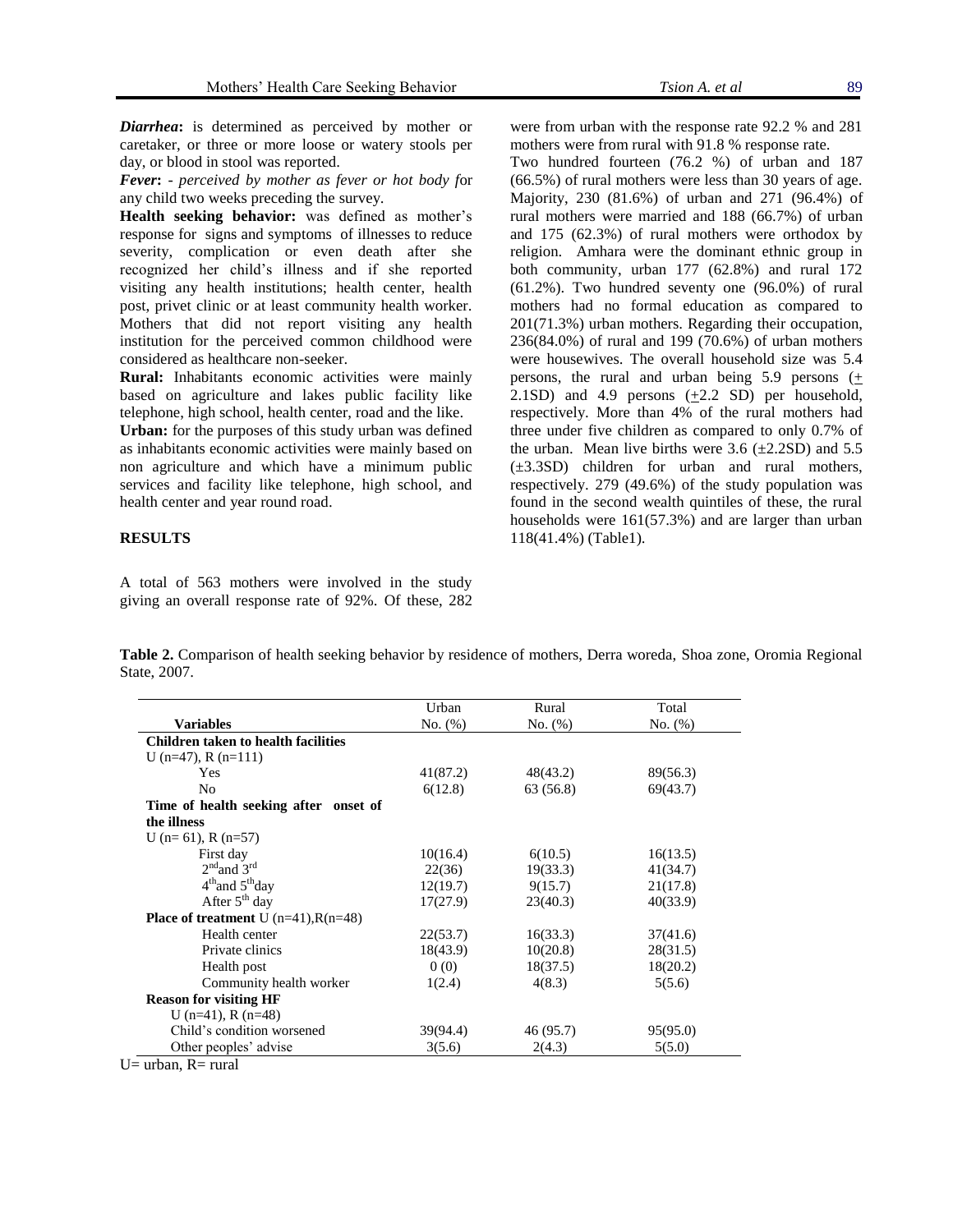***Diarrhea*:** is determined as perceived by mother or caretaker, or three or more loose or watery stools per day, or blood in stool was reported.

***Fever*:** - *perceived by mother as fever or hot body f*or any child two weeks preceding the survey.

**Health seeking behavior:** was defined as mother's response for signs and symptoms of illnesses to reduce severity, complication or even death after she recognized her child's illness and if she reported visiting any health institutions; health center, health post, privet clinic or at least community health worker. Mothers that did not report visiting any health institution for the perceived common childhood were considered as healthcare non-seeker.

**Rural:** Inhabitants economic activities were mainly based on agriculture and lakes public facility like telephone, high school, health center, road and the like.

**Urban:** for the purposes of this study urban was defined as inhabitants economic activities were mainly based on non agriculture and which have a minimum public services and facility like telephone, high school, and health center and year round road.

## RESULTS

A total of 563 mothers were involved in the study giving an overall response rate of 92%. Of these, 282 were from urban with the response rate 92.2 % and 281 mothers were from rural with 91.8 % response rate.

Two hundred fourteen (76.2 %) of urban and 187 (66.5%) of rural mothers were less than 30 years of age. Majority, 230 (81.6%) of urban and 271 (96.4%) of rural mothers were married and 188 (66.7%) of urban and 175 (62.3%) of rural mothers were orthodox by religion. Amhara were the dominant ethnic group in both community, urban 177 (62.8%) and rural 172 (61.2%). Two hundred seventy one (96.0%) of rural mothers had no formal education as compared to 201(71.3%) urban mothers. Regarding their occupation, 236(84.0%) of rural and 199 (70.6%) of urban mothers were housewives. The overall household size was 5.4 persons, the rural and urban being 5.9 persons (± 2.1SD) and 4.9 persons (±2.2 SD) per household, respectively. More than 4% of the rural mothers had three under five children as compared to only 0.7% of the urban. Mean live births were 3.6 (±2.2SD) and 5.5 (±3.3SD) children for urban and rural mothers, respectively. 279 (49.6%) of the study population was found in the second wealth quintiles of these, the rural households were 161(57.3%) and are larger than urban 118(41.4%) (Table1).

**Table 2.** Comparison of health seeking behavior by residence of mothers, Derra woreda, Shoa zone, Oromia Regional State, 2007.

| Variables | Urban No. (%) | Rural No. (%) | Total No. (%) |
|---|---|---|---|
| **Children taken to health facilities** | | | |
| U (n=47), R (n=111) | | | |
| Yes | 41(87.2) | 48(43.2) | 89(56.3) |
| No | 6(12.8) | 63 (56.8) | 69(43.7) |
| **Time of health seeking after onset of the illness** | | | |
| U (n= 61), R (n=57) | | | |
| First day | 10(16.4) | 6(10.5) | 16(13.5) |
| 2nd and 3rd | 22(36) | 19(33.3) | 41(34.7) |
| 4th and 5th day | 12(19.7) | 9(15.7) | 21(17.8) |
| After 5th day | 17(27.9) | 23(40.3) | 40(33.9) |
| **Place of treatment** U (n=41),R(n=48) | | | |
| Health center | 22(53.7) | 16(33.3) | 37(41.6) |
| Private clinics | 18(43.9) | 10(20.8) | 28(31.5) |
| Health post | 0 (0) | 18(37.5) | 18(20.2) |
| Community health worker | 1(2.4) | 4(8.3) | 5(5.6) |
| **Reason for visiting HF** | | | |
| U (n=41), R (n=48) | | | |
| Child's condition worsened | 39(94.4) | 46 (95.7) | 95(95.0) |
| Other peoples' advise | 3(5.6) | 2(4.3) | 5(5.0) |

U= urban, R= rural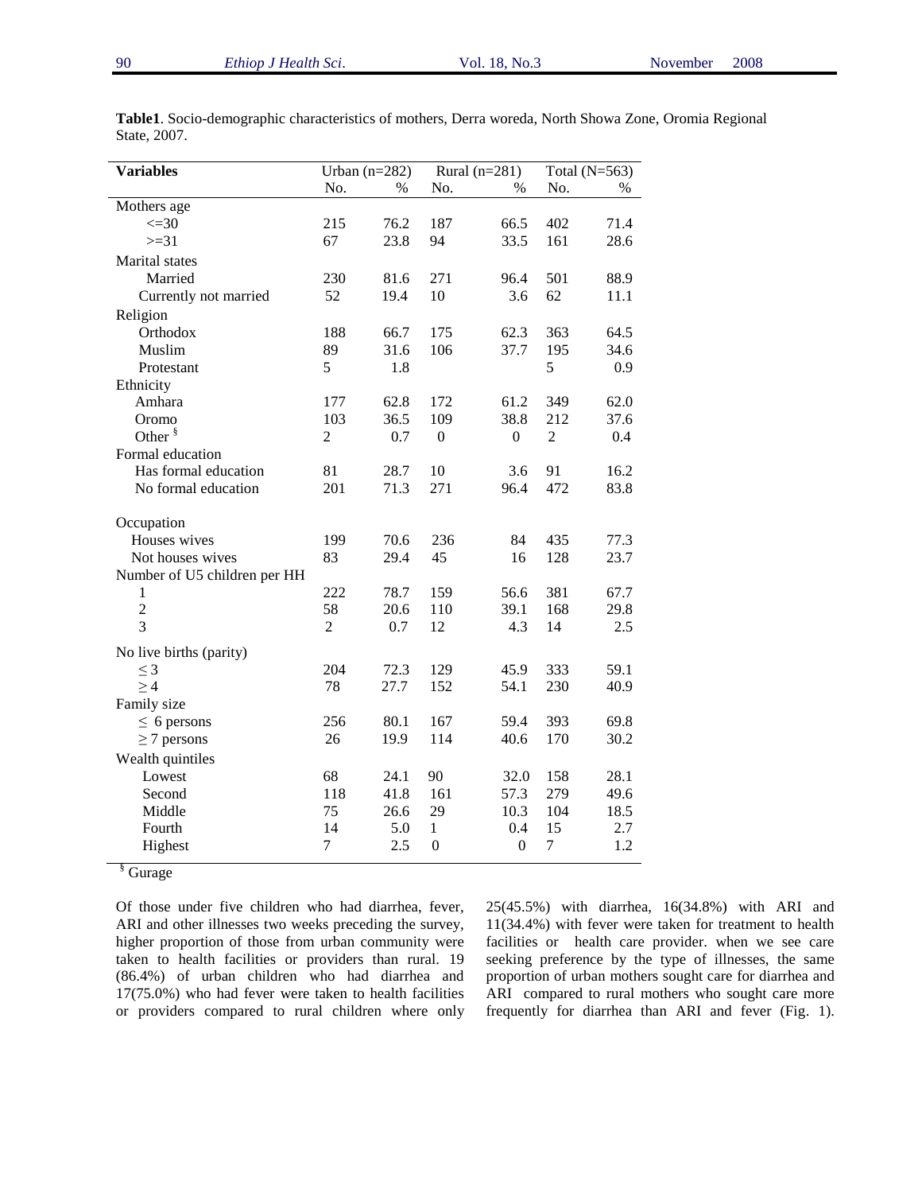**Table1**. Socio-demographic characteristics of mothers, Derra woreda, North Showa Zone, Oromia Regional State, 2007.

| Variables | Urban (n=282) | | Rural (n=281) | | Total (N=563) | |
|---|---|---|---|---|---|---|
| | No. | % | No. | % | No. | % |
| Mothers age | | | | | | |
| <=30 | 215 | 76.2 | 187 | 66.5 | 402 | 71.4 |
| >=31 | 67 | 23.8 | 94 | 33.5 | 161 | 28.6 |
| Marital states | | | | | | |
| Married | 230 | 81.6 | 271 | 96.4 | 501 | 88.9 |
| Currently not married | 52 | 19.4 | 10 | 3.6 | 62 | 11.1 |
| Religion | | | | | | |
| Orthodox | 188 | 66.7 | 175 | 62.3 | 363 | 64.5 |
| Muslim | 89 | 31.6 | 106 | 37.7 | 195 | 34.6 |
| Protestant | 5 | 1.8 | | | 5 | 0.9 |
| Ethnicity | | | | | | |
| Amhara | 177 | 62.8 | 172 | 61.2 | 349 | 62.0 |
| Oromo | 103 | 36.5 | 109 | 38.8 | 212 | 37.6 |
| Other [§] | 2 | 0.7 | 0 | 0 | 2 | 0.4 |
| Formal education | | | | | | |
| Has formal education | 81 | 28.7 | 10 | 3.6 | 91 | 16.2 |
| No formal education | 201 | 71.3 | 271 | 96.4 | 472 | 83.8 |
| Occupation | | | | | | |
| Houses wives | 199 | 70.6 | 236 | 84 | 435 | 77.3 |
| Not houses wives | 83 | 29.4 | 45 | 16 | 128 | 23.7 |
| Number of U5 children per HH | | | | | | |
| 1 | 222 | 78.7 | 159 | 56.6 | 381 | 67.7 |
| 2 | 58 | 20.6 | 110 | 39.1 | 168 | 29.8 |
| 3 | 2 | 0.7 | 12 | 4.3 | 14 | 2.5 |
| No live births (parity) | | | | | | |
| $\leq 3$ | 204 | 72.3 | 129 | 45.9 | 333 | 59.1 |
| $\geq 4$ | 78 | 27.7 | 152 | 54.1 | 230 | 40.9 |
| Family size | | | | | | |
| $\leq$ 6 persons | 256 | 80.1 | 167 | 59.4 | 393 | 69.8 |
| $\geq$ 7 persons | 26 | 19.9 | 114 | 40.6 | 170 | 30.2 |
| Wealth quintiles | | | | | | |
| Lowest | 68 | 24.1 | 90 | 32.0 | 158 | 28.1 |
| Second | 118 | 41.8 | 161 | 57.3 | 279 | 49.6 |
| Middle | 75 | 26.6 | 29 | 10.3 | 104 | 18.5 |
| Fourth | 14 | 5.0 | 1 | 0.4 | 15 | 2.7 |
| Highest | 7 | 2.5 | 0 | 0 | 7 | 1.2 |

[§] Gurage

Of those under five children who had diarrhea, fever, ARI and other illnesses two weeks preceding the survey, higher proportion of those from urban community were taken to health facilities or providers than rural. 19 (86.4%) of urban children who had diarrhea and 17(75.0%) who had fever were taken to health facilities or providers compared to rural children where only 25(45.5%) with diarrhea, 16(34.8%) with ARI and 11(34.4%) with fever were taken for treatment to health facilities or health care provider. when we see care seeking preference by the type of illnesses, the same proportion of urban mothers sought care for diarrhea and ARI compared to rural mothers who sought care more frequently for diarrhea than ARI and fever (Fig. 1).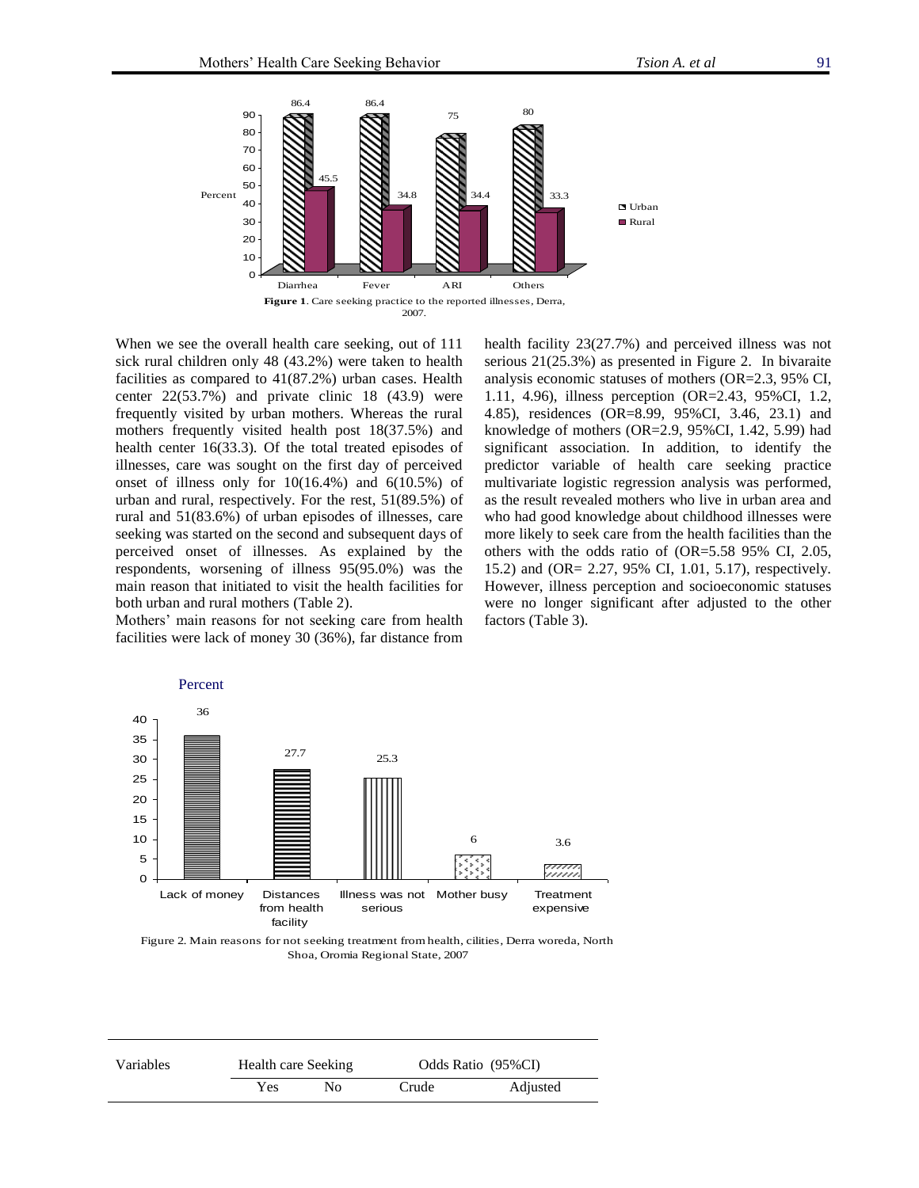**Figure 1**. Care seeking practice to the reported illnesses, Derra, 2007.

When we see the overall health care seeking, out of 111 sick rural children only 48 (43.2%) were taken to health facilities as compared to 41(87.2%) urban cases. Health center 22(53.7%) and private clinic 18 (43.9) were frequently visited by urban mothers. Whereas the rural mothers frequently visited health post 18(37.5%) and health center 16(33.3). Of the total treated episodes of illnesses, care was sought on the first day of perceived onset of illness only for 10(16.4%) and 6(10.5%) of urban and rural, respectively. For the rest, 51(89.5%) of rural and 51(83.6%) of urban episodes of illnesses, care seeking was started on the second and subsequent days of perceived onset of illnesses. As explained by the respondents, worsening of illness 95(95.0%) was the main reason that initiated to visit the health facilities for both urban and rural mothers (Table 2).

Mothers' main reasons for not seeking care from health facilities were lack of money 30 (36%), far distance from health facility 23(27.7%) and perceived illness was not serious 21(25.3%) as presented in Figure 2. In bivaraite analysis economic statuses of mothers (OR=2.3, 95% CI, 1.11, 4.96), illness perception (OR=2.43, 95%CI, 1.2, 4.85), residences (OR=8.99, 95%CI, 3.46, 23.1) and knowledge of mothers (OR=2.9, 95%CI, 1.42, 5.99) had significant association. In addition, to identify the predictor variable of health care seeking practice multivariate logistic regression analysis was performed, as the result revealed mothers who live in urban area and who had good knowledge about childhood illnesses were more likely to seek care from the health facilities than the others with the odds ratio of (OR=5.58 95% CI, 2.05, 15.2) and (OR= 2.27, 95% CI, 1.01, 5.17), respectively. However, illness perception and socioeconomic statuses were no longer significant after adjusted to the other factors (Table 3).

Figure 2. Main reasons for not seeking treatment from health, cilities, Derra woreda, North Shoa, Oromia Regional State, 2007

| Variables | Health care Seeking | | Odds Ratio (95%CI) | |
|---|---|---|---|---|
| | Yes | No | Crude | Adjusted |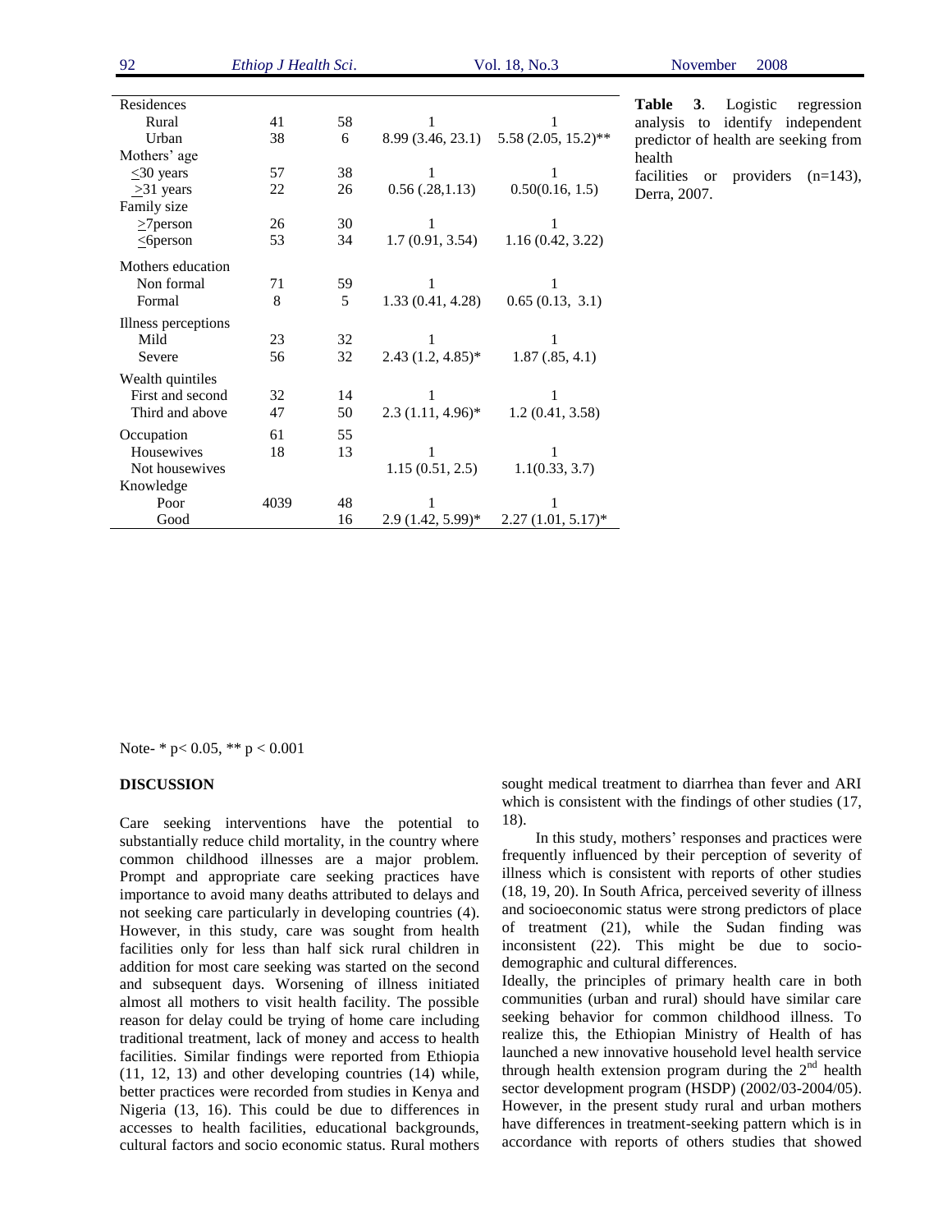**Table 3**. Logistic regression analysis to identify independent predictor of health are seeking from health facilities or providers (n=143), Derra, 2007.

| | | | | |
|---|---|---|---|---|
| Residences | | | | |
| Rural | 41 | 58 | 1 | 1 |
| Urban | 38 | 6 | 8.99 (3.46, 23.1) | 5.58 (2.05, 15.2)** |
| Mothers' age | | | | |
| ≤30 years | 57 | 38 | 1 | 1 |
| ≥31 years | 22 | 26 | 0.56 (.28,1.13) | 0.50(0.16, 1.5) |
| Family size | | | | |
| ≥7person | 26 | 30 | 1 | 1 |
| ≤6person | 53 | 34 | 1.7 (0.91, 3.54) | 1.16 (0.42, 3.22) |
| Mothers education | | | | |
| Non formal | 71 | 59 | 1 | 1 |
| Formal | 8 | 5 | 1.33 (0.41, 4.28) | 0.65 (0.13, 3.1) |
| Illness perceptions | | | | |
| Mild | 23 | 32 | 1 | 1 |
| Severe | 56 | 32 | 2.43 (1.2, 4.85)* | 1.87 (.85, 4.1) |
| Wealth quintiles | | | | |
| First and second | 32 | 14 | 1 | 1 |
| Third and above | 47 | 50 | 2.3 (1.11, 4.96)* | 1.2 (0.41, 3.58) |
| Occupation | 61 | 55 | | |
| Housewives | 18 | 13 | 1 | 1 |
| Not housewives | | | 1.15 (0.51, 2.5) | 1.1(0.33, 3.7) |
| Knowledge | | | | |
| Poor | 4039 | 48 | 1 | 1 |
| Good | | 16 | 2.9 (1.42, 5.99)* | 2.27 (1.01, 5.17)* |

Note- * $p< 0.05$, ** $p < 0.001$

## DISCUSSION

Care seeking interventions have the potential to substantially reduce child mortality, in the country where common childhood illnesses are a major problem. Prompt and appropriate care seeking practices have importance to avoid many deaths attributed to delays and not seeking care particularly in developing countries (4). However, in this study, care was sought from health facilities only for less than half sick rural children in addition for most care seeking was started on the second and subsequent days. Worsening of illness initiated almost all mothers to visit health facility. The possible reason for delay could be trying of home care including traditional treatment, lack of money and access to health facilities. Similar findings were reported from Ethiopia (11, 12, 13) and other developing countries (14) while, better practices were recorded from studies in Kenya and Nigeria (13, 16). This could be due to differences in accesses to health facilities, educational backgrounds, cultural factors and socio economic status. Rural mothers sought medical treatment to diarrhea than fever and ARI which is consistent with the findings of other studies (17, 18).

In this study, mothers' responses and practices were frequently influenced by their perception of severity of illness which is consistent with reports of other studies (18, 19, 20). In South Africa, perceived severity of illness and socioeconomic status were strong predictors of place of treatment (21), while the Sudan finding was inconsistent (22). This might be due to socio-demographic and cultural differences.

Ideally, the principles of primary health care in both communities (urban and rural) should have similar care seeking behavior for common childhood illness. To realize this, the Ethiopian Ministry of Health of has launched a new innovative household level health service through health extension program during the 2[nd] health sector development program (HSDP) (2002/03-2004/05). However, in the present study rural and urban mothers have differences in treatment-seeking pattern which is in accordance with reports of others studies that showed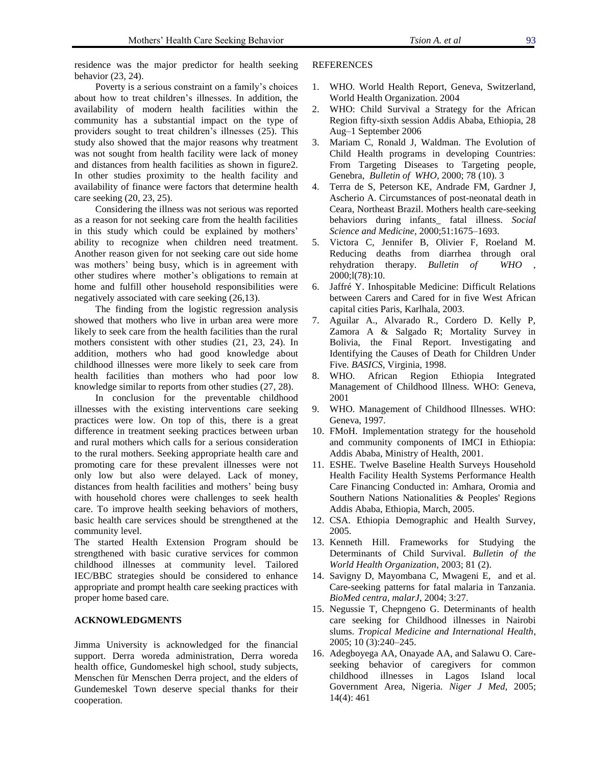residence was the major predictor for health seeking behavior (23, 24).

Poverty is a serious constraint on a family's choices about how to treat children's illnesses. In addition, the availability of modern health facilities within the community has a substantial impact on the type of providers sought to treat children's illnesses (25). This study also showed that the major reasons why treatment was not sought from health facility were lack of money and distances from health facilities as shown in figure2. In other studies proximity to the health facility and availability of finance were factors that determine health care seeking (20, 23, 25).

Considering the illness was not serious was reported as a reason for not seeking care from the health facilities in this study which could be explained by mothers' ability to recognize when children need treatment. Another reason given for not seeking care out side home was mothers' being busy, which is in agreement with other studires where mother's obligations to remain at home and fulfill other household responsibilities were negatively associated with care seeking (26,13).

The finding from the logistic regression analysis showed that mothers who live in urban area were more likely to seek care from the health facilities than the rural mothers consistent with other studies (21, 23, 24). In addition, mothers who had good knowledge about childhood illnesses were more likely to seek care from health facilities than mothers who had poor low knowledge similar to reports from other studies (27, 28).

In conclusion for the preventable childhood illnesses with the existing interventions care seeking practices were low. On top of this, there is a great difference in treatment seeking practices between urban and rural mothers which calls for a serious consideration to the rural mothers. Seeking appropriate health care and promoting care for these prevalent illnesses were not only low but also were delayed. Lack of money, distances from health facilities and mothers' being busy with household chores were challenges to seek health care. To improve health seeking behaviors of mothers, basic health care services should be strengthened at the community level.

The started Health Extension Program should be strengthened with basic curative services for common childhood illnesses at community level. Tailored IEC/BBC strategies should be considered to enhance appropriate and prompt health care seeking practices with proper home based care.

## ACKNOWLEDGMENTS

Jimma University is acknowledged for the financial support. Derra woreda administration, Derra woreda health office, Gundomeskel high school, study subjects, Menschen für Menschen Derra project, and the elders of Gundemeskel Town deserve special thanks for their cooperation.

## REFERENCES

1. WHO. World Health Report, Geneva, Switzerland, World Health Organization. 2004
2. WHO: Child Survival a Strategy for the African Region fifty-sixth session Addis Ababa, Ethiopia, 28 Aug–1 September 2006
3. Mariam C, Ronald J, Waldman. The Evolution of Child Health programs in developing Countries: From Targeting Diseases to Targeting people, Genebra, *Bulletin of WHO*, 2000; 78 (10). 3
4. Terra de S, Peterson KE, Andrade FM, Gardner J, Ascherio A. Circumstances of post-neonatal death in Ceara, Northeast Brazil. Mothers health care-seeking behaviors during infants_ fatal illness. *Social Science and Medicine*, 2000;51:1675–1693.
5. Victora C, Jennifer B, Olivier F, Roeland M. Reducing deaths from diarrhea through oral rehydration therapy. *Bulletin of WHO* , 2000;l(78):10.
6. Jaffré Y. Inhospitable Medicine: Difficult Relations between Carers and Cared for in five West African capital cities Paris, Karlhala, 2003.
7. Aguilar A., Alvarado R., Cordero D. Kelly P, Zamora A & Salgado R; Mortality Survey in Bolivia, the Final Report. Investigating and Identifying the Causes of Death for Children Under Five. *BASICS*, Virginia, 1998.
8. WHO. African Region Ethiopia Integrated Management of Childhood Illness. WHO: Geneva, 2001
9. WHO. Management of Childhood Illnesses. WHO: Geneva, 1997.
10. FMoH. Implementation strategy for the household and community components of IMCI in Ethiopia: Addis Ababa, Ministry of Health, 2001.
11. ESHE. Twelve Baseline Health Surveys Household Health Facility Health Systems Performance Health Care Financing Conducted in: Amhara, Oromia and Southern Nations Nationalities & Peoples' Regions Addis Ababa, Ethiopia, March, 2005.
12. CSA. Ethiopia Demographic and Health Survey, 2005.
13. Kenneth Hill. Frameworks for Studying the Determinants of Child Survival. *Bulletin of the World Health Organization*, 2003; 81 (2).
14. Savigny D, Mayombana C, Mwageni E, and et al. Care-seeking patterns for fatal malaria in Tanzania. *BioMed centra, malarJ*, 2004; 3:27.
15. Negussie T, Chepngeno G. Determinants of health care seeking for Childhood illnesses in Nairobi slums. *Tropical Medicine and International Health*, 2005; 10 (3):240–245.
16. Adegboyega AA, Onayade AA, and Salawu O. Care-seeking behavior of caregivers for common childhood illnesses in Lagos Island local Government Area, Nigeria. *Niger J Med*, 2005; 14(4): 461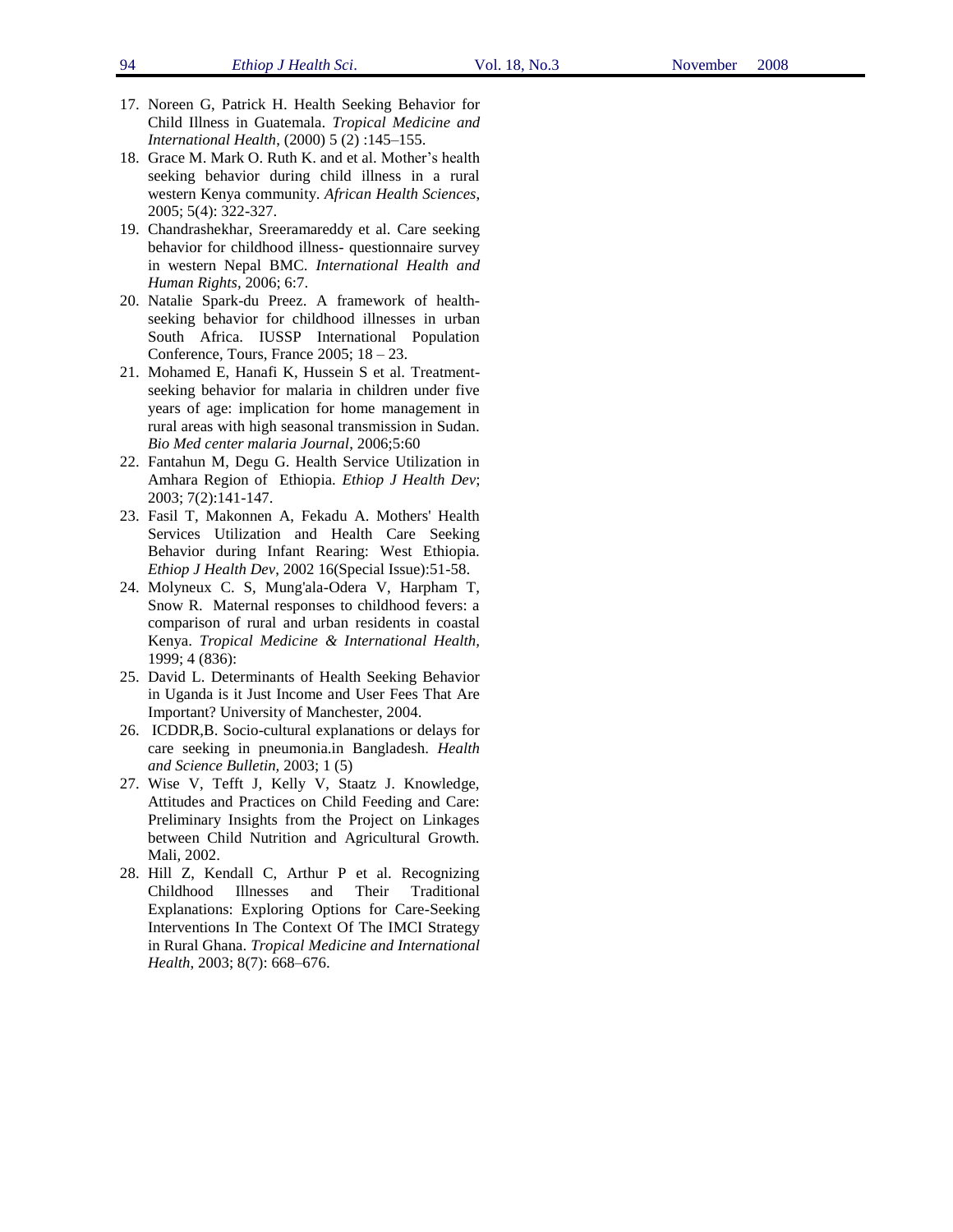17. Noreen G, Patrick H. Health Seeking Behavior for Child Illness in Guatemala. *Tropical Medicine and International Health*, (2000) 5 (2) :145–155.
18. Grace M. Mark O. Ruth K. and et al. Mother's health seeking behavior during child illness in a rural western Kenya community. *African Health Sciences*, 2005; 5(4): 322-327.
19. Chandrashekhar, Sreeramareddy et al. Care seeking behavior for childhood illness- questionnaire survey in western Nepal BMC. *International Health and Human Rights*, 2006; 6:7.
20. Natalie Spark-du Preez. A framework of health-seeking behavior for childhood illnesses in urban South Africa. IUSSP International Population Conference, Tours, France 2005; 18 – 23.
21. Mohamed E, Hanafi K, Hussein S et al. Treatment-seeking behavior for malaria in children under five years of age: implication for home management in rural areas with high seasonal transmission in Sudan. *Bio Med center malaria Journal*, 2006;5:60
22. Fantahun M, Degu G. Health Service Utilization in Amhara Region of Ethiopia. *Ethiop J Health Dev*; 2003; 7(2):141-147.
23. Fasil T, Makonnen A, Fekadu A. Mothers' Health Services Utilization and Health Care Seeking Behavior during Infant Rearing: West Ethiopia. *Ethiop J Health Dev*, 2002 16(Special Issue):51-58.
24. Molyneux C. S, Mung'ala-Odera V, Harpham T, Snow R. Maternal responses to childhood fevers: a comparison of rural and urban residents in coastal Kenya. *Tropical Medicine & International Health*, 1999; 4 (836):
25. David L. Determinants of Health Seeking Behavior in Uganda is it Just Income and User Fees That Are Important? University of Manchester, 2004.
26. ICDDR,B. Socio-cultural explanations or delays for care seeking in pneumonia.in Bangladesh. *Health and Science Bulletin*, 2003; 1 (5)
27. Wise V, Tefft J, Kelly V, Staatz J. Knowledge, Attitudes and Practices on Child Feeding and Care: Preliminary Insights from the Project on Linkages between Child Nutrition and Agricultural Growth. Mali, 2002.
28. Hill Z, Kendall C, Arthur P et al. Recognizing Childhood Illnesses and Their Traditional Explanations: Exploring Options for Care-Seeking Interventions In The Context Of The IMCI Strategy in Rural Ghana. *Tropical Medicine and International Health*, 2003; 8(7): 668–676.